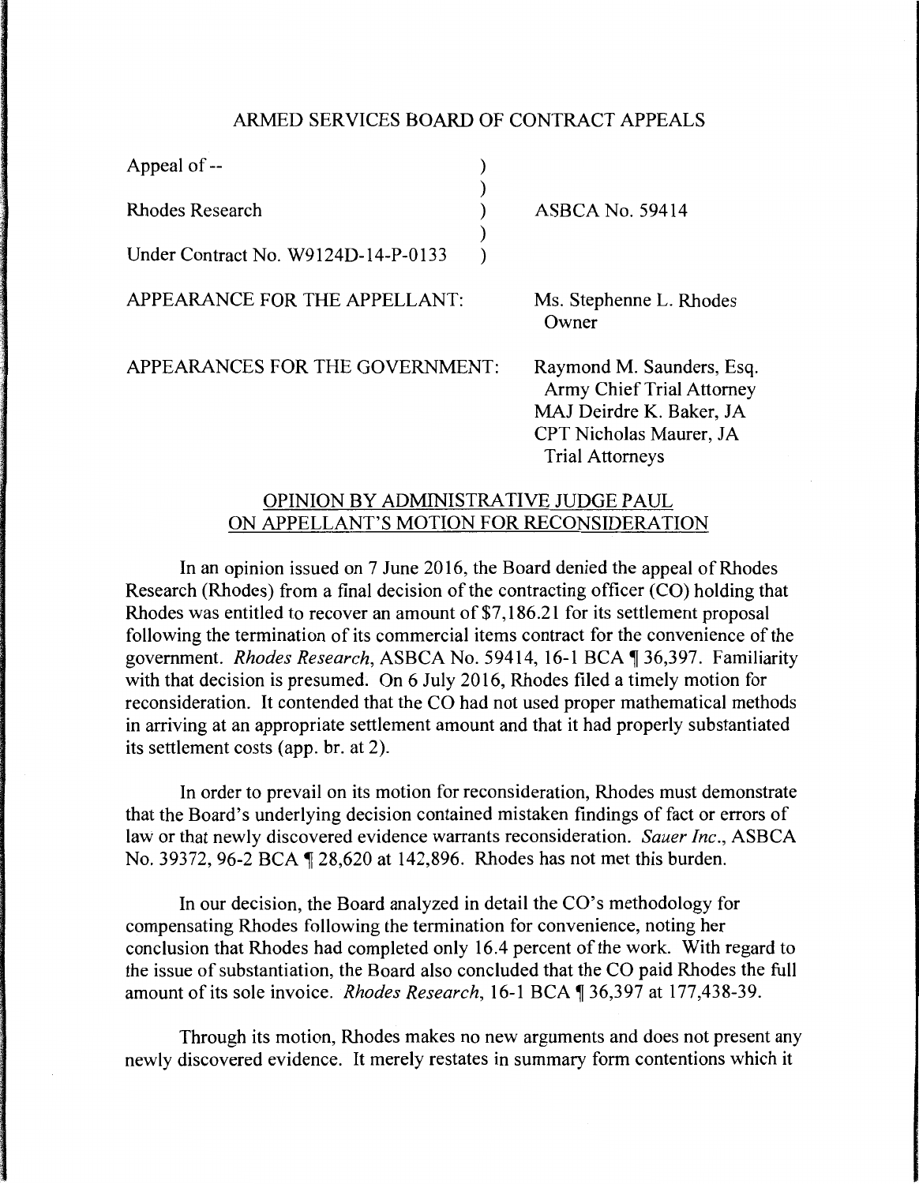ARMED SERVICES BOARD OF CONTRACT APPEALS

| | | |
|---|---|---|
| Appeal of -- | ) | |
| | ) | |
| Rhodes Research | ) | ASBCA No. 59414 |
| | ) | |
| Under Contract No. W9124D-14-P-0133 | ) | |

APPEARANCE FOR THE APPELLANT: Ms. Stephenne L. Rhodes
Owner

APPEARANCES FOR THE GOVERNMENT: Raymond M. Saunders, Esq.
Army Chief Trial Attorney
MAJ Deirdre K. Baker, JA
CPT Nicholas Maurer, JA
Trial Attorneys

OPINION BY ADMINISTRATIVE JUDGE PAUL
ON APPELLANT'S MOTION FOR RECONSIDERATION

In an opinion issued on 7 June 2016, the Board denied the appeal of Rhodes Research (Rhodes) from a final decision of the contracting officer (CO) holding that Rhodes was entitled to recover an amount of $7,186.21 for its settlement proposal following the termination of its commercial items contract for the convenience of the government. *Rhodes Research*, ASBCA No. 59414, 16-1 BCA ¶ 36,397. Familiarity with that decision is presumed. On 6 July 2016, Rhodes filed a timely motion for reconsideration. It contended that the CO had not used proper mathematical methods in arriving at an appropriate settlement amount and that it had properly substantiated its settlement costs (app. br. at 2).

In order to prevail on its motion for reconsideration, Rhodes must demonstrate that the Board's underlying decision contained mistaken findings of fact or errors of law or that newly discovered evidence warrants reconsideration. *Sauer Inc.*, ASBCA No. 39372, 96-2 BCA ¶ 28,620 at 142,896. Rhodes has not met this burden.

In our decision, the Board analyzed in detail the CO's methodology for compensating Rhodes following the termination for convenience, noting her conclusion that Rhodes had completed only 16.4 percent of the work. With regard to the issue of substantiation, the Board also concluded that the CO paid Rhodes the full amount of its sole invoice. *Rhodes Research*, 16-1 BCA ¶ 36,397 at 177,438-39.

Through its motion, Rhodes makes no new arguments and does not present any newly discovered evidence. It merely restates in summary form contentions which it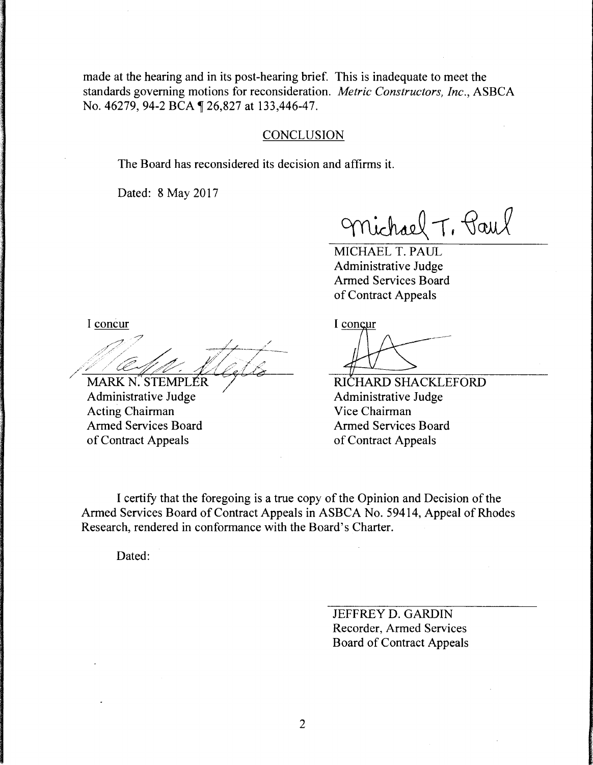made at the hearing and in its post-hearing brief. This is inadequate to meet the standards governing motions for reconsideration. *Metric Constructors, Inc.*, ASBCA No. 46279, 94-2 BCA ¶ 26,827 at 133,446-47.

## CONCLUSION

The Board has reconsidered its decision and affirms it.

Dated: 8 May 2017

MICHAEL T. PAUL
Administrative Judge
Armed Services Board
of Contract Appeals

I concur

MARK N. STEMPLER
Administrative Judge
Acting Chairman
Armed Services Board
of Contract Appeals

I concur

RICHARD SHACKLEFORD
Administrative Judge
Vice Chairman
Armed Services Board
of Contract Appeals

I certify that the foregoing is a true copy of the Opinion and Decision of the Armed Services Board of Contract Appeals in ASBCA No. 59414, Appeal of Rhodes Research, rendered in conformance with the Board's Charter.

Dated:

JEFFREY D. GARDIN
Recorder, Armed Services
Board of Contract Appeals